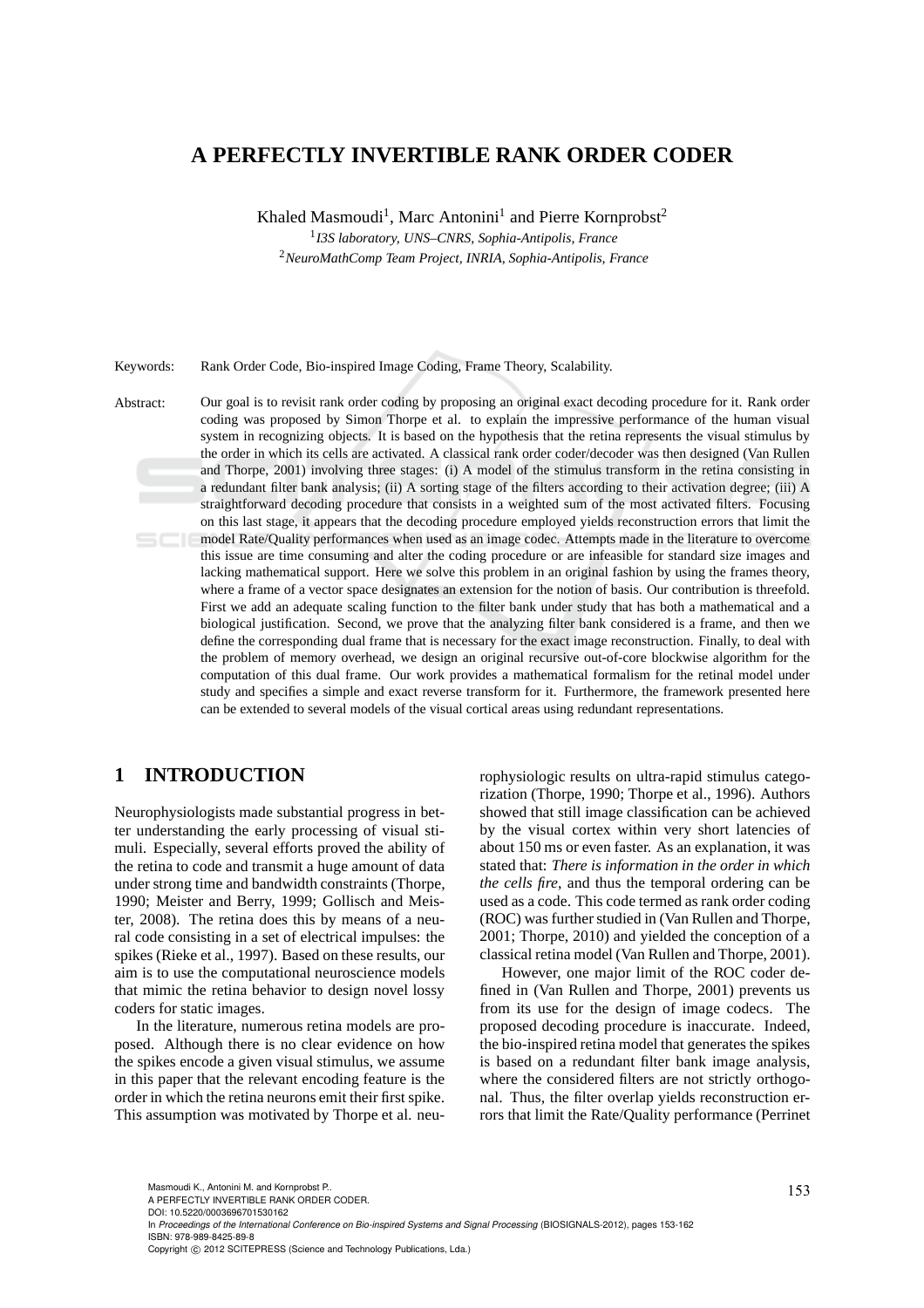# A PERFECTLY INVERTIBLE RANK ORDER CODER

Khaled Masmoudi[1], Marc Antonini[1] and Pierre Kornprobst[2]

[1] *I3S laboratory, UNS–CNRS, Sophia-Antipolis, France*

[2] *NeuroMathComp Team Project, INRIA, Sophia-Antipolis, France*

Keywords: Rank Order Code, Bio-inspired Image Coding, Frame Theory, Scalability.

Abstract: Our goal is to revisit rank order coding by proposing an original exact decoding procedure for it. Rank order coding was proposed by Simon Thorpe et al. to explain the impressive performance of the human visual system in recognizing objects. It is based on the hypothesis that the retina represents the visual stimulus by the order in which its cells are activated. A classical rank order coder/decoder was then designed (Van Rullen and Thorpe, 2001) involving three stages: (i) A model of the stimulus transform in the retina consisting in a redundant filter bank analysis; (ii) A sorting stage of the filters according to their activation degree; (iii) A straightforward decoding procedure that consists in a weighted sum of the most activated filters. Focusing on this last stage, it appears that the decoding procedure employed yields reconstruction errors that limit the model Rate/Quality performances when used as an image codec. Attempts made in the literature to overcome this issue are time consuming and alter the coding procedure or are infeasible for standard size images and lacking mathematical support. Here we solve this problem in an original fashion by using the frames theory, where a frame of a vector space designates an extension for the notion of basis. Our contribution is threefold. First we add an adequate scaling function to the filter bank under study that has both a mathematical and a biological justification. Second, we prove that the analyzing filter bank considered is a frame, and then we define the corresponding dual frame that is necessary for the exact image reconstruction. Finally, to deal with the problem of memory overhead, we design an original recursive out-of-core blockwise algorithm for the computation of this dual frame. Our work provides a mathematical formalism for the retinal model under study and specifies a simple and exact reverse transform for it. Furthermore, the framework presented here can be extended to several models of the visual cortical areas using redundant representations.

## 1 INTRODUCTION

Neurophysiologists made substantial progress in better understanding the early processing of visual stimuli. Especially, several efforts proved the ability of the retina to code and transmit a huge amount of data under strong time and bandwidth constraints (Thorpe, 1990; Meister and Berry, 1999; Gollisch and Meister, 2008). The retina does this by means of a neural code consisting in a set of electrical impulses: the spikes (Rieke et al., 1997). Based on these results, our aim is to use the computational neuroscience models that mimic the retina behavior to design novel lossy coders for static images.

In the literature, numerous retina models are proposed. Although there is no clear evidence on how the spikes encode a given visual stimulus, we assume in this paper that the relevant encoding feature is the order in which the retina neurons emit their first spike. This assumption was motivated by Thorpe et al. neurophysiologic results on ultra-rapid stimulus categorization (Thorpe, 1990; Thorpe et al., 1996). Authors showed that still image classification can be achieved by the visual cortex within very short latencies of about 150 ms or even faster. As an explanation, it was stated that: *There is information in the order in which the cells fire*, and thus the temporal ordering can be used as a code. This code termed as rank order coding (ROC) was further studied in (Van Rullen and Thorpe, 2001; Thorpe, 2010) and yielded the conception of a classical retina model (Van Rullen and Thorpe, 2001).

However, one major limit of the ROC coder defined in (Van Rullen and Thorpe, 2001) prevents us from its use for the design of image codecs. The proposed decoding procedure is inaccurate. Indeed, the bio-inspired retina model that generates the spikes is based on a redundant filter bank image analysis, where the considered filters are not strictly orthogonal. Thus, the filter overlap yields reconstruction errors that limit the Rate/Quality performance (Perrinet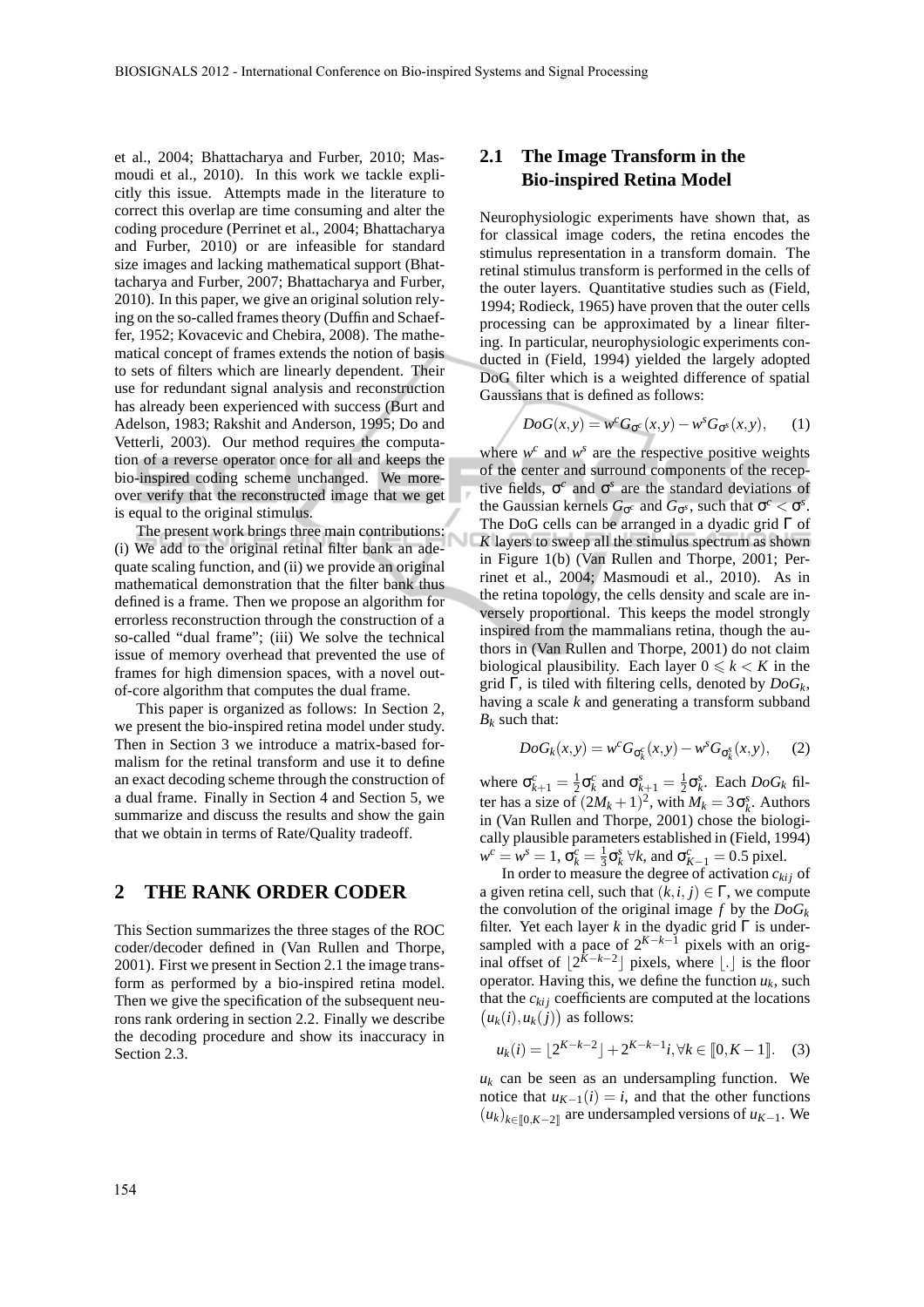et al., 2004; Bhattacharya and Furber, 2010; Masmoudi et al., 2010). In this work we tackle explicitly this issue. Attempts made in the literature to correct this overlap are time consuming and alter the coding procedure (Perrinet et al., 2004; Bhattacharya and Furber, 2010) or are infeasible for standard size images and lacking mathematical support (Bhattacharya and Furber, 2007; Bhattacharya and Furber, 2010). In this paper, we give an original solution relying on the so-called frames theory (Duffin and Schaeffer, 1952; Kovacevic and Chebira, 2008). The mathematical concept of frames extends the notion of basis to sets of filters which are linearly dependent. Their use for redundant signal analysis and reconstruction has already been experienced with success (Burt and Adelson, 1983; Rakshit and Anderson, 1995; Do and Vetterli, 2003). Our method requires the computation of a reverse operator once for all and keeps the bio-inspired coding scheme unchanged. We moreover verify that the reconstructed image that we get is equal to the original stimulus.

The present work brings three main contributions: (i) We add to the original retinal filter bank an adequate scaling function, and (ii) we provide an original mathematical demonstration that the filter bank thus defined is a frame. Then we propose an algorithm for errorless reconstruction through the construction of a so-called "dual frame"; (iii) We solve the technical issue of memory overhead that prevented the use of frames for high dimension spaces, with a novel out-of-core algorithm that computes the dual frame.

This paper is organized as follows: In Section 2, we present the bio-inspired retina model under study. Then in Section 3 we introduce a matrix-based formalism for the retinal transform and use it to define an exact decoding scheme through the construction of a dual frame. Finally in Section 4 and Section 5, we summarize and discuss the results and show the gain that we obtain in terms of Rate/Quality tradeoff.

## 2 THE RANK ORDER CODER

This Section summarizes the three stages of the ROC coder/decoder defined in (Van Rullen and Thorpe, 2001). First we present in Section 2.1 the image transform as performed by a bio-inspired retina model. Then we give the specification of the subsequent neurons rank ordering in section 2.2. Finally we describe the decoding procedure and show its inaccuracy in Section 2.3.

### 2.1 The Image Transform in the Bio-inspired Retina Model

Neurophysiologic experiments have shown that, as for classical image coders, the retina encodes the stimulus representation in a transform domain. The retinal stimulus transform is performed in the cells of the outer layers. Quantitative studies such as (Field, 1994; Rodieck, 1965) have proven that the outer cells processing can be approximated by a linear filtering. In particular, neurophysiologic experiments conducted in (Field, 1994) yielded the largely adopted DoG filter which is a weighted difference of spatial Gaussians that is defined as follows:

$$DoG(x,y) = w^c G_{\sigma^c}(x,y) - w^s G_{\sigma^s}(x,y), \quad (1)$$

where $w^c$ and $w^s$ are the respective positive weights of the center and surround components of the receptive fields, $\sigma^c$ and $\sigma^s$ are the standard deviations of the Gaussian kernels $G_{\sigma^c}$ and $G_{\sigma^s}$, such that $\sigma^c < \sigma^s$. The DoG cells can be arranged in a dyadic grid $\Gamma$ of $K$ layers to sweep all the stimulus spectrum as shown in Figure 1(b) (Van Rullen and Thorpe, 2001; Perrinet et al., 2004; Masmoudi et al., 2010). As in the retina topology, the cells density and scale are inversely proportional. This keeps the model strongly inspired from the mammalians retina, though the authors in (Van Rullen and Thorpe, 2001) do not claim biological plausibility. Each layer $0 \leqslant k < K$ in the grid $\Gamma$, is tiled with filtering cells, denoted by $DoG_k$, having a scale $k$ and generating a transform subband $B_k$ such that:

$$DoG_k(x,y) = w^c G_{\sigma_k^c}(x,y) - w^s G_{\sigma_k^s}(x,y), \quad (2)$$

where $\sigma_{k+1}^c = \frac{1}{2}\sigma_k^c$ and $\sigma_{k+1}^s = \frac{1}{2}\sigma_k^s$. Each $DoG_k$ filter has a size of $(2M_k+1)^2$, with $M_k = 3\sigma_k^s$. Authors in (Van Rullen and Thorpe, 2001) chose the biologically plausible parameters established in (Field, 1994) $w^c = w^s = 1$, $\sigma_k^c = \frac{1}{3}\sigma_k^s \; \forall k$, and $\sigma_{K-1}^c = 0.5$ pixel.

In order to measure the degree of activation $c_{kij}$ of a given retina cell, such that $(k,i,j) \in \Gamma$, we compute the convolution of the original image $f$ by the $DoG_k$ filter. Yet each layer $k$ in the dyadic grid $\Gamma$ is undersampled with a pace of $2^{K-k-1}$ pixels with an original offset of $\lfloor 2^{K-k-2} \rfloor$ pixels, where $\lfloor . \rfloor$ is the floor operator. Having this, we define the function $u_k$, such that the $c_{kij}$ coefficients are computed at the locations $\big(u_k(i), u_k(j)\big)$ as follows:

$$u_k(i) = \lfloor 2^{K-k-2} \rfloor + 2^{K-k-1} i, \forall k \in [\![0, K-1]\!]. \quad (3)$$

$u_k$ can be seen as an undersampling function. We notice that $u_{K-1}(i) = i$, and that the other functions $(u_k)_{k \in [\![0,K-2]\!]}$ are undersampled versions of $u_{K-1}$. We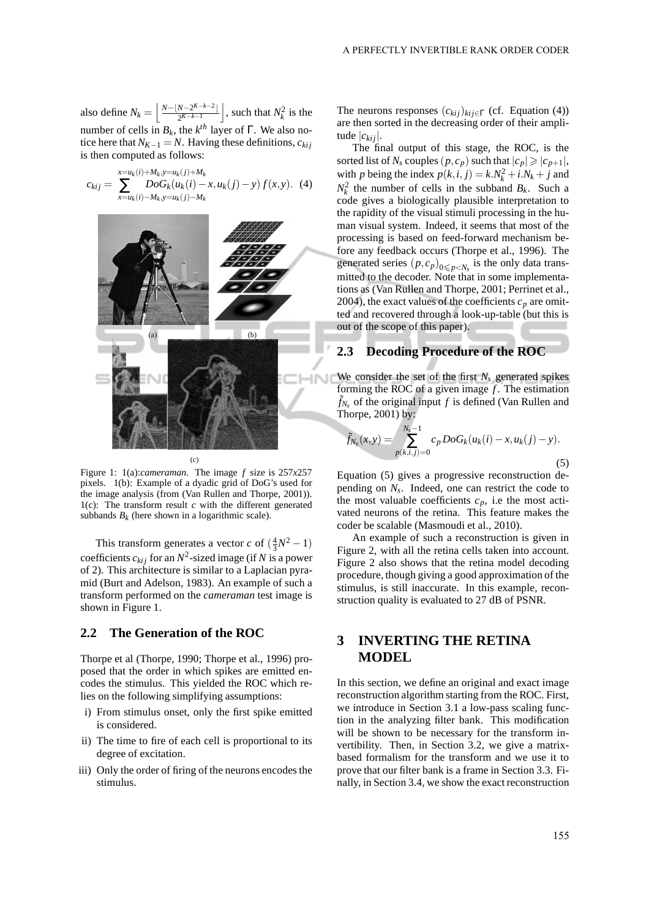also define $N_k = \left\lfloor \frac{N - \lfloor N - 2^{K-k-2} \rfloor}{2^{K-k-1}} \right\rfloor$, such that $N_k^2$ is the number of cells in $B_k$, the $k^{th}$ layer of $\Gamma$. We also notice here that $N_{K-1} = N$. Having these definitions, $c_{kij}$ is then computed as follows:

$$c_{kij} = \sum_{x=u_k(i)-M_k, y=u_k(j)-M_k}^{x=u_k(i)+M_k, y=u_k(j)+M_k} DoG_k(u_k(i) - x, u_k(j) - y)\, f(x,y). \quad (4)$$

Figure 1: 1(a):*cameraman.* The image $f$ size is 257x257 pixels. 1(b): Example of a dyadic grid of DoG's used for the image analysis (from (Van Rullen and Thorpe, 2001)). 1(c): The transform result $c$ with the different generated subbands $B_k$ (here shown in a logarithmic scale).

This transform generates a vector $c$ of $(\frac{4}{3}N^2 - 1)$ coefficients $c_{kij}$ for an $N^2$-sized image (if $N$ is a power of 2). This architecture is similar to a Laplacian pyramid (Burt and Adelson, 1983). An example of such a transform performed on the *cameraman* test image is shown in Figure 1.

## 2.2 The Generation of the ROC

Thorpe et al (Thorpe, 1990; Thorpe et al., 1996) proposed that the order in which spikes are emitted encodes the stimulus. This yielded the ROC which relies on the following simplifying assumptions:

i) From stimulus onset, only the first spike emitted is considered.

ii) The time to fire of each cell is proportional to its degree of excitation.

iii) Only the order of firing of the neurons encodes the stimulus.

The neurons responses $(c_{kij})_{kij\in\Gamma}$ (cf. Equation (4)) are then sorted in the decreasing order of their amplitude $|c_{kij}|$.

The final output of this stage, the ROC, is the sorted list of $N_s$ couples $(p, c_p)$ such that $|c_p| \geqslant |c_{p+1}|$, with $p$ being the index $p(k,i,j) = k.N_k^2 + i.N_k + j$ and $N_k^2$ the number of cells in the subband $B_k$. Such a code gives a biologically plausible interpretation to the rapidity of the visual stimuli processing in the human visual system. Indeed, it seems that most of the processing is based on feed-forward mechanism before any feedback occurs (Thorpe et al., 1996). The generated series $(p, c_p)_{0 \leqslant p < N_s}$ is the only data transmitted to the decoder. Note that in some implementations as (Van Rullen and Thorpe, 2001; Perrinet et al., 2004), the exact values of the coefficients $c_p$ are omitted and recovered through a look-up-table (but this is out of the scope of this paper).

## 2.3 Decoding Procedure of the ROC

We consider the set of the first $N_s$ generated spikes forming the ROC of a given image $f$. The estimation $\tilde{f}_{N_s}$ of the original input $f$ is defined (Van Rullen and Thorpe, 2001) by:

$$\tilde{f}_{N_s}(x,y) = \sum_{p(k,i,j)=0}^{N_s - 1} c_p\, DoG_k(u_k(i) - x, u_k(j) - y). \quad (5)$$

Equation (5) gives a progressive reconstruction depending on $N_s$. Indeed, one can restrict the code to the most valuable coefficients $c_p$, i.e the most activated neurons of the retina. This feature makes the coder be scalable (Masmoudi et al., 2010).

An example of such a reconstruction is given in Figure 2, with all the retina cells taken into account. Figure 2 also shows that the retina model decoding procedure, though giving a good approximation of the stimulus, is still inaccurate. In this example, reconstruction quality is evaluated to 27 dB of PSNR.

# 3 INVERTING THE RETINA MODEL

In this section, we define an original and exact image reconstruction algorithm starting from the ROC. First, we introduce in Section 3.1 a low-pass scaling function in the analyzing filter bank. This modification will be shown to be necessary for the transform invertibility. Then, in Section 3.2, we give a matrix-based formalism for the transform and we use it to prove that our filter bank is a frame in Section 3.3. Finally, in Section 3.4, we show the exact reconstruction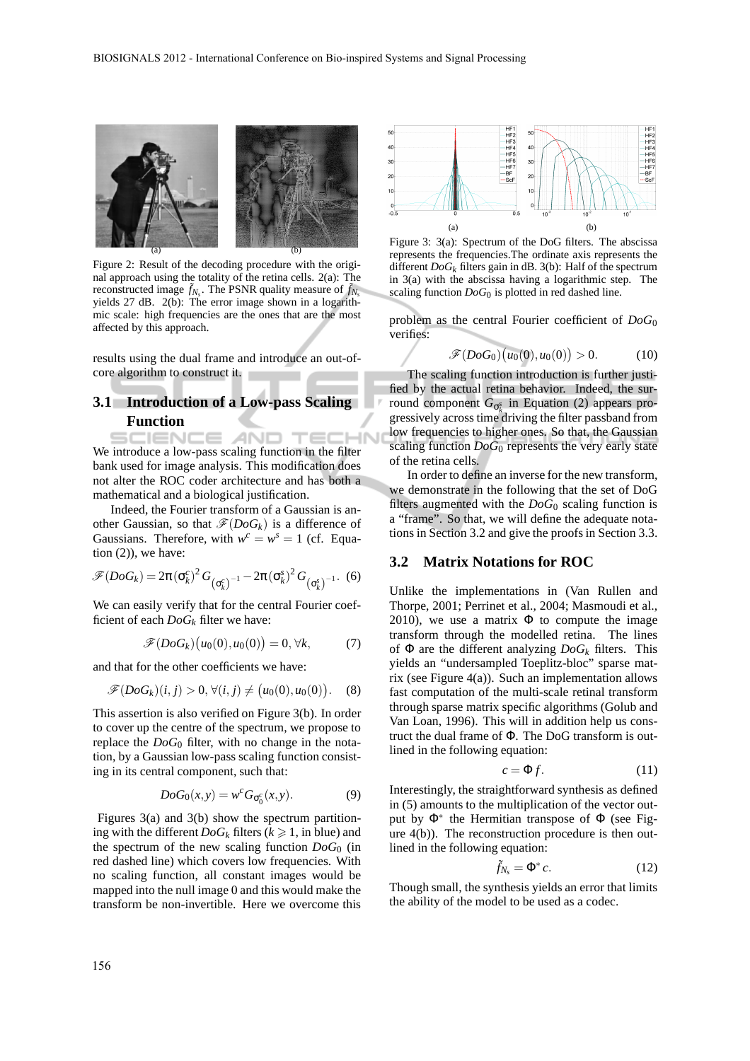Figure 2: Result of the decoding procedure with the original approach using the totality of the retina cells. 2(a): The reconstructed image $\tilde{f}_{N_s}$. The PSNR quality measure of $\tilde{f}_{N_s}$ yields 27 dB. 2(b): The error image shown in a logarithmic scale: high frequencies are the ones that are the most affected by this approach.

results using the dual frame and introduce an out-of-core algorithm to construct it.

## 3.1 Introduction of a Low-pass Scaling Function

We introduce a low-pass scaling function in the filter bank used for image analysis. This modification does not alter the ROC coder architecture and has both a mathematical and a biological justification.

Indeed, the Fourier transform of a Gaussian is another Gaussian, so that $\mathscr{F}(DoG_k)$ is a difference of Gaussians. Therefore, with $w^c = w^s = 1$ (cf. Equation (2)), we have:

$$\mathscr{F}(DoG_k) = 2\pi(\sigma_k^c)^2 G_{(\sigma_k^c)^{-1}} - 2\pi(\sigma_k^s)^2 G_{(\sigma_k^s)^{-1}}. \quad (6)$$

We can easily verify that for the central Fourier coefficient of each $DoG_k$ filter we have:

$$\mathscr{F}(DoG_k)\big(u_0(0), u_0(0)\big) = 0, \forall k, \quad (7)$$

and that for the other coefficients we have:

$$\mathscr{F}(DoG_k)(i,j) > 0, \forall (i,j) \neq \big(u_0(0), u_0(0)\big). \quad (8)$$

This assertion is also verified on Figure 3(b). In order to cover up the centre of the spectrum, we propose to replace the $DoG_0$ filter, with no change in the notation, by a Gaussian low-pass scaling function consisting in its central component, such that:

$$DoG_0(x,y) = w^c G_{\sigma_0^c}(x,y). \quad (9)$$

Figures 3(a) and 3(b) show the spectrum partitioning with the different $DoG_k$ filters ($k \geqslant 1$, in blue) and the spectrum of the new scaling function $DoG_0$ (in red dashed line) which covers low frequencies. With no scaling function, all constant images would be mapped into the null image 0 and this would make the transform be non-invertible. Here we overcome this problem as the central Fourier coefficient of $DoG_0$ verifies:

$$\mathscr{F}(DoG_0)\big(u_0(0), u_0(0)\big) > 0. \quad (10)$$

Figure 3: 3(a): Spectrum of the DoG filters. The abscissa represents the frequencies.The ordinate axis represents the different $DoG_k$ filters gain in dB. 3(b): Half of the spectrum in 3(a) with the abscissa having a logarithmic step. The scaling function $DoG_0$ is plotted in red dashed line.

The scaling function introduction is further justified by the actual retina behavior. Indeed, the surround component $G_{\sigma_k^s}$ in Equation (2) appears progressively across time driving the filter passband from low frequencies to higher ones. So that, the Gaussian scaling function $DoG_0$ represents the very early state of the retina cells.

In order to define an inverse for the new transform, we demonstrate in the following that the set of DoG filters augmented with the $DoG_0$ scaling function is a "frame". So that, we will define the adequate notations in Section 3.2 and give the proofs in Section 3.3.

## 3.2 Matrix Notations for ROC

Unlike the implementations in (Van Rullen and Thorpe, 2001; Perrinet et al., 2004; Masmoudi et al., 2010), we use a matrix $\Phi$ to compute the image transform through the modelled retina. The lines of $\Phi$ are the different analyzing $DoG_k$ filters. This yields an "undersampled Toeplitz-bloc" sparse matrix (see Figure 4(a)). Such an implementation allows fast computation of the multi-scale retinal transform through sparse matrix specific algorithms (Golub and Van Loan, 1996). This will in addition help us construct the dual frame of $\Phi$. The DoG transform is outlined in the following equation:

$$c = \Phi f. \quad (11)$$

Interestingly, the straightforward synthesis as defined in (5) amounts to the multiplication of the vector output by $\Phi^*$ the Hermitian transpose of $\Phi$ (see Figure 4(b)). The reconstruction procedure is then outlined in the following equation:

$$\tilde{f}_{N_s} = \Phi^* c. \quad (12)$$

Though small, the synthesis yields an error that limits the ability of the model to be used as a codec.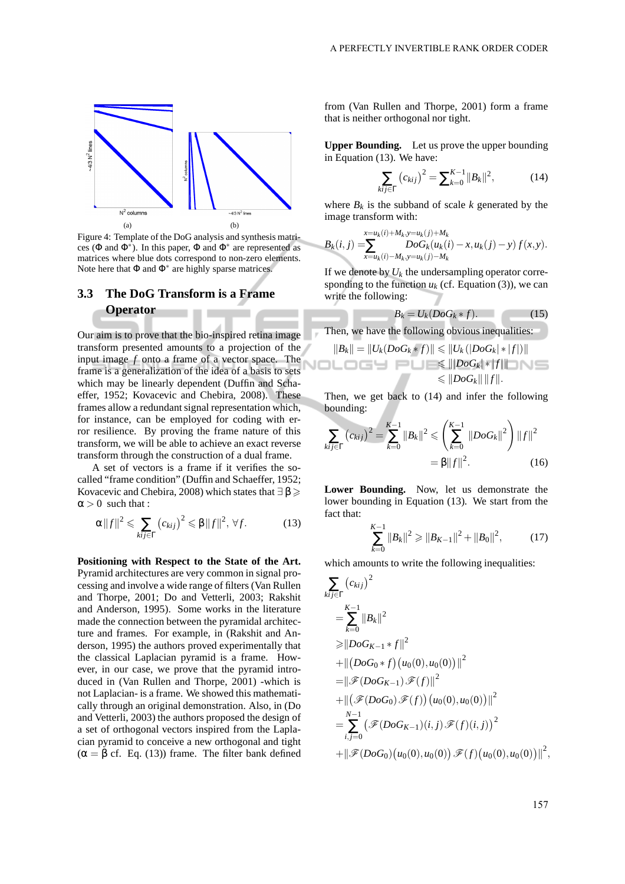Figure 4: Template of the DoG analysis and synthesis matrices ($\Phi$ and $\Phi^*$). In this paper, $\Phi$ and $\Phi^*$ are represented as matrices where blue dots correspond to non-zero elements. Note here that $\Phi$ and $\Phi^*$ are highly sparse matrices.

## 3.3 The DoG Transform is a Frame Operator

Our aim is to prove that the bio-inspired retina image transform presented amounts to a projection of the input image $f$ onto a frame of a vector space. The frame is a generalization of the idea of a basis to sets which may be linearly dependent (Duffin and Schaeffer, 1952; Kovacevic and Chebira, 2008). These frames allow a redundant signal representation which, for instance, can be employed for coding with error resilience. By proving the frame nature of this transform, we will be able to achieve an exact reverse transform through the construction of a dual frame.

A set of vectors is a frame if it verifies the so-called "frame condition" (Duffin and Schaeffer, 1952; Kovacevic and Chebira, 2008) which states that $\exists\, \beta \geqslant \alpha > 0$ such that :

$$\alpha \|f\|^2 \leqslant \sum_{kij \in \Gamma} \left(c_{kij}\right)^2 \leqslant \beta \|f\|^2, \forall f. \tag{13}$$

**Positioning with Respect to the State of the Art.** Pyramid architectures are very common in signal processing and involve a wide range of filters (Van Rullen and Thorpe, 2001; Do and Vetterli, 2003; Rakshit and Anderson, 1995). Some works in the literature made the connection between the pyramidal architecture and frames. For example, in (Rakshit and Anderson, 1995) the authors proved experimentally that the classical Laplacian pyramid is a frame. However, in our case, we prove that the pyramid introduced in (Van Rullen and Thorpe, 2001) -which is not Laplacian- is a frame. We showed this mathematically through an original demonstration. Also, in (Do and Vetterli, 2003) the authors proposed the design of a set of orthogonal vectors inspired from the Laplacian pyramid to conceive a new orthogonal and tight ($\alpha = \beta$ cf. Eq. (13)) frame. The filter bank defined from (Van Rullen and Thorpe, 2001) form a frame that is neither orthogonal nor tight.

**Upper Bounding.** Let us prove the upper bounding in Equation (13). We have:

$$\sum_{kij \in \Gamma} \left(c_{kij}\right)^2 = \sum_{k=0}^{K-1} \|B_k\|^2, \tag{14}$$

where $B_k$ is the subband of scale $k$ generated by the image transform with:

$$B_k(i,j) = \sum_{x=u_k(i)-M_k, y=u_k(j)-M_k}^{x=u_k(i)+M_k, y=u_k(j)+M_k} DoG_k(u_k(i)-x, u_k(j)-y)\, f(x,y).$$

If we denote by $U_k$ the undersampling operator corresponding to the function $u_k$ (cf. Equation (3)), we can write the following:

$$B_k = U_k(DoG_k * f). \tag{15}$$

Then, we have the following obvious inequalities:

$$\begin{aligned}\|B_k\| = \|U_k(DoG_k * f)\| &\leqslant \|U_k(|DoG_k| * |f|)\| \\ &\leqslant \||DoG_k| * |f|\| \\ &\leqslant \|DoG_k\|\, \|f\|.\end{aligned}$$

Then, we get back to (14) and infer the following bounding:

$$\begin{aligned}\sum_{kij \in \Gamma} \left(c_{kij}\right)^2 = \sum_{k=0}^{K-1} \|B_k\|^2 &\leqslant \left(\sum_{k=0}^{K-1} \|DoG_k\|^2\right) \|f\|^2 \\ &= \beta \|f\|^2.\end{aligned} \tag{16}$$

**Lower Bounding.** Now, let us demonstrate the lower bounding in Equation (13). We start from the fact that:

$$\sum_{k=0}^{K-1} \|B_k\|^2 \geqslant \|B_{K-1}\|^2 + \|B_0\|^2, \tag{17}$$

which amounts to write the following inequalities:

$$\begin{aligned}&\sum_{kij \in \Gamma} \left(c_{kij}\right)^2 \\ &= \sum_{k=0}^{K-1} \|B_k\|^2 \\ &\geqslant \|DoG_{K-1} * f\|^2 \\ &+ \|\left(DoG_0 * f\right)\left(u_0(0), u_0(0)\right)\|^2 \\ &= \|\mathscr{F}(DoG_{K-1})\, \mathscr{F}(f)\|^2 \\ &+ \|\left(\mathscr{F}(DoG_0)\, \mathscr{F}(f)\right)\left(u_0(0), u_0(0)\right)\|^2 \\ &= \sum_{i,j=0}^{N-1} \left(\mathscr{F}(DoG_{K-1})(i,j)\, \mathscr{F}(f)(i,j)\right)^2 \\ &+ \|\mathscr{F}(DoG_0)\left(u_0(0), u_0(0)\right) \mathscr{F}(f)\left(u_0(0), u_0(0)\right)\|^2,\end{aligned}$$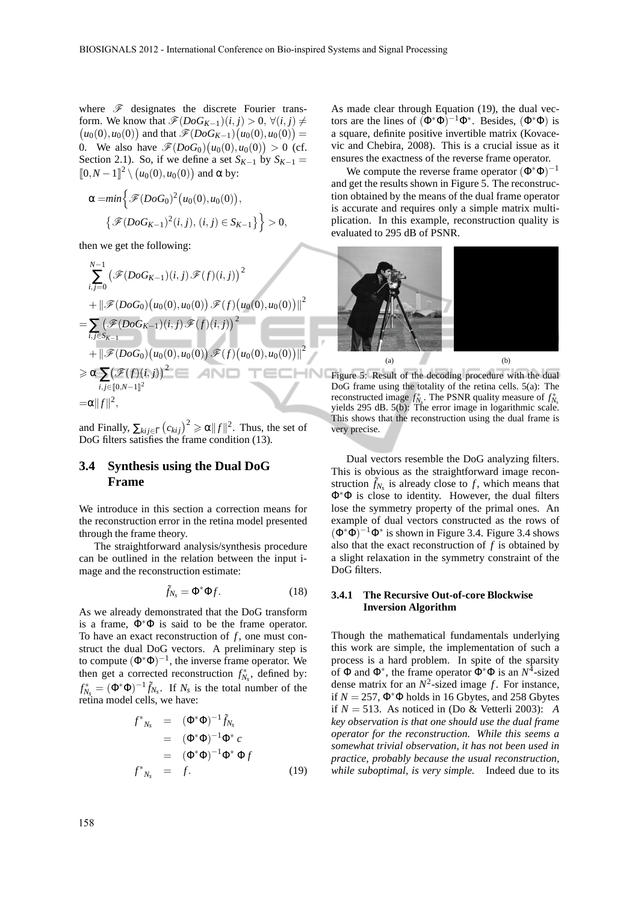where $\mathscr{F}$ designates the discrete Fourier transform. We know that $\mathscr{F}(DoG_{K-1})(i,j) > 0$, $\forall (i,j) \neq (u_0(0), u_0(0))$ and that $\mathscr{F}(DoG_{K-1})(u_0(0), u_0(0)) = 0$. We also have $\mathscr{F}(DoG_0)(u_0(0), u_0(0)) > 0$ (cf. Section 2.1). So, if we define a set $S_{K-1}$ by $S_{K-1} = [\![0, N-1]\!]^2 \setminus (u_0(0), u_0(0))$ and $\alpha$ by:

$$\alpha = min\Big\{ \mathscr{F}(DoG_0)^2 \big(u_0(0), u_0(0)\big), \\ \big\{ \mathscr{F}(DoG_{K-1})^2(i,j), \, (i,j) \in S_{K-1} \big\} \Big\} > 0,$$

then we get the following:

$$\begin{aligned}
&\sum_{i,j=0}^{N-1} \big(\mathscr{F}(DoG_{K-1})(i,j)\,\mathscr{F}(f)(i,j)\big)^2 \\
&+ \|\mathscr{F}(DoG_0)\big(u_0(0), u_0(0)\big)\,\mathscr{F}(f)\big(u_0(0), u_0(0)\big)\|^2 \\
=& \sum_{i,j \in S_{K-1}} \big(\mathscr{F}(DoG_{K-1})(i,j)\,\mathscr{F}(f)(i,j)\big)^2 \\
&+ \|\mathscr{F}(DoG_0)\big(u_0(0), u_0(0)\big)\,\mathscr{F}(f)\big(u_0(0), u_0(0)\big)\|^2 \\
\geqslant& \, \alpha \sum_{i,j \in [\![0, N-1]\!]^2} \big(\mathscr{F}(f)(i,j)\big)^2 \\
=& \, \alpha \|f\|^2,
\end{aligned}$$

and Finally, $\sum_{kij \in \Gamma} (c_{kij})^2 \geqslant \alpha \|f\|^2$. Thus, the set of DoG filters satisfies the frame condition (13).

### 3.4 Synthesis using the Dual DoG Frame

We introduce in this section a correction means for the reconstruction error in the retina model presented through the frame theory.

The straightforward analysis/synthesis procedure can be outlined in the relation between the input image and the reconstruction estimate:

$$\tilde{f}_{N_s} = \Phi^* \Phi f. \tag{18}$$

As we already demonstrated that the DoG transform is a frame, $\Phi^*\Phi$ is said to be the frame operator. To have an exact reconstruction of $f$, one must construct the dual DoG vectors. A preliminary step is to compute $(\Phi^*\Phi)^{-1}$, the inverse frame operator. We then get a corrected reconstruction $f^*_{N_s}$, defined by: $f^*_{N_s} = (\Phi^*\Phi)^{-1}\tilde{f}_{N_s}$. If $N_s$ is the total number of the retina model cells, we have:

$$\begin{aligned}
f^*_{N_s} &= (\Phi^*\Phi)^{-1}\tilde{f}_{N_s} \\
&= (\Phi^*\Phi)^{-1}\Phi^* \, c \\
&= (\Phi^*\Phi)^{-1}\Phi^* \, \Phi f \\
f^*_{N_s} &= f.
\end{aligned} \tag{19}$$

As made clear through Equation (19), the dual vectors are the lines of $(\Phi^*\Phi)^{-1}\Phi^*$. Besides, $(\Phi^*\Phi)$ is a square, definite positive invertible matrix (Kovacevic and Chebira, 2008). This is a crucial issue as it ensures the exactness of the reverse frame operator.

We compute the reverse frame operator $(\Phi^*\Phi)^{-1}$ and get the results shown in Figure 5. The reconstruction obtained by the means of the dual frame operator is accurate and requires only a simple matrix multiplication. In this example, reconstruction quality is evaluated to 295 dB of PSNR.

(a) (b)

Figure 5: Result of the decoding procedure with the dual DoG frame using the totality of the retina cells. 5(a): The reconstructed image $f^*_{N_s}$. The PSNR quality measure of $f^*_{N_s}$ yields 295 dB. 5(b): The error image in logarithmic scale. This shows that the reconstruction using the dual frame is very precise.

Dual vectors resemble the DoG analyzing filters. This is obvious as the straightforward image reconstruction $\tilde{f}_{N_s}$ is already close to $f$, which means that $\Phi^*\Phi$ is close to identity. However, the dual filters lose the symmetry property of the primal ones. An example of dual vectors constructed as the rows of $(\Phi^*\Phi)^{-1}\Phi^*$ is shown in Figure 3.4. Figure 3.4 shows also that the exact reconstruction of $f$ is obtained by a slight relaxation in the symmetry constraint of the DoG filters.

#### 3.4.1 The Recursive Out-of-core Blockwise Inversion Algorithm

Though the mathematical fundamentals underlying this work are simple, the implementation of such a process is a hard problem. In spite of the sparsity of $\Phi$ and $\Phi^*$, the frame operator $\Phi^*\Phi$ is an $N^4$-sized dense matrix for an $N^2$-sized image $f$. For instance, if $N = 257$, $\Phi^*\Phi$ holds in 16 Gbytes, and 258 Gbytes if $N = 513$. As noticed in (Do & Vetterli 2003): *A key observation is that one should use the dual frame operator for the reconstruction. While this seems a somewhat trivial observation, it has not been used in practice, probably because the usual reconstruction, while suboptimal, is very simple.* Indeed due to its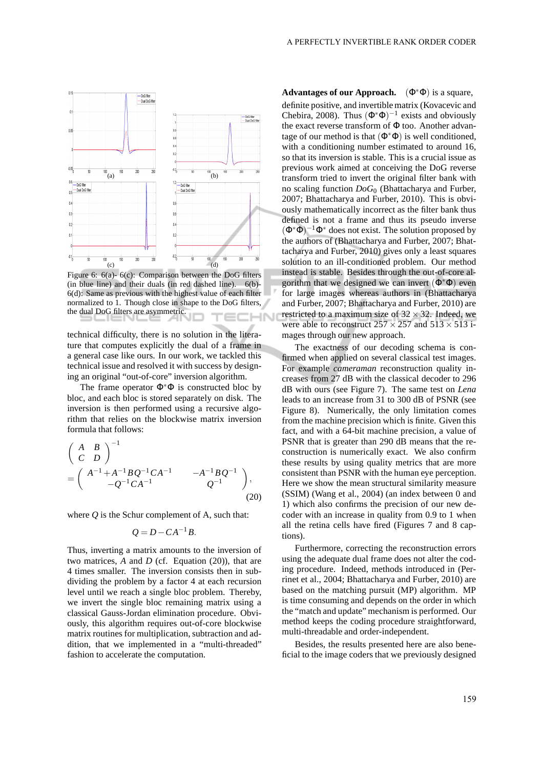Figure 6: 6(a)- 6(c): Comparison between the DoG filters (in blue line) and their duals (in red dashed line). 6(b)-6(d): Same as previous with the highest value of each filter normalized to 1. Though close in shape to the DoG filters, the dual DoG filters are asymmetric.

technical difficulty, there is no solution in the literature that computes explicitly the dual of a frame in a general case like ours. In our work, we tackled this technical issue and resolved it with success by designing an original "out-of-core" inversion algorithm.

The frame operator $\Phi^*\Phi$ is constructed bloc by bloc, and each bloc is stored separately on disk. The inversion is then performed using a recursive algorithm that relies on the blockwise matrix inversion formula that follows:

$$\begin{pmatrix} A & B \\ C & D \end{pmatrix}^{-1} = \begin{pmatrix} A^{-1}+A^{-1}BQ^{-1}CA^{-1} & -A^{-1}BQ^{-1} \\ -Q^{-1}CA^{-1} & Q^{-1} \end{pmatrix}, \quad (20)$$

where $Q$ is the Schur complement of A, such that:

$$Q = D - CA^{-1}B.$$

Thus, inverting a matrix amounts to the inversion of two matrices, $A$ and $D$ (cf. Equation (20)), that are 4 times smaller. The inversion consists then in subdividing the problem by a factor 4 at each recursion level until we reach a single bloc problem. Thereby, we invert the single bloc remaining matrix using a classical Gauss-Jordan elimination procedure. Obviously, this algorithm requires out-of-core blockwise matrix routines for multiplication, subtraction and addition, that we implemented in a "multi-threaded" fashion to accelerate the computation.

**Advantages of our Approach.** $(\Phi^*\Phi)$ is a square, definite positive, and invertible matrix (Kovacevic and Chebira, 2008). Thus $(\Phi^*\Phi)^{-1}$ exists and obviously the exact reverse transform of $\Phi$ too. Another advantage of our method is that $(\Phi^*\Phi)$ is well conditioned, with a conditioning number estimated to around 16, so that its inversion is stable. This is a crucial issue as previous work aimed at conceiving the DoG reverse transform tried to invert the original filter bank with no scaling function $DoG_0$ (Bhattacharya and Furber, 2007; Bhattacharya and Furber, 2010). This is obviously mathematically incorrect as the filter bank thus defined is not a frame and thus its pseudo inverse $(\Phi^*\Phi)^{-1}\Phi^*$ does not exist. The solution proposed by the authors of (Bhattacharya and Furber, 2007; Bhattacharya and Furber, 2010) gives only a least squares solution to an ill-conditioned problem. Our method instead is stable. Besides through the out-of-core algorithm that we designed we can invert $(\Phi^*\Phi)$ even for large images whereas authors in (Bhattacharya and Furber, 2007; Bhattacharya and Furber, 2010) are restricted to a maximum size of $32\times32$. Indeed, we were able to reconstruct $257\times257$ and $513\times513$ images through our new approach.

The exactness of our decoding schema is confirmed when applied on several classical test images. For example *cameraman* reconstruction quality increases from 27 dB with the classical decoder to 296 dB with ours (see Figure 7). The same test on *Lena* leads to an increase from 31 to 300 dB of PSNR (see Figure 8). Numerically, the only limitation comes from the machine precision which is finite. Given this fact, and with a 64-bit machine precision, a value of PSNR that is greater than 290 dB means that the reconstruction is numerically exact. We also confirm these results by using quality metrics that are more consistent than PSNR with the human eye perception. Here we show the mean structural similarity measure (SSIM) (Wang et al., 2004) (an index between 0 and 1) which also confirms the precision of our new decoder with an increase in quality from 0.9 to 1 when all the retina cells have fired (Figures 7 and 8 captions).

Furthermore, correcting the reconstruction errors using the adequate dual frame does not alter the coding procedure. Indeed, methods introduced in (Perrinet et al., 2004; Bhattacharya and Furber, 2010) are based on the matching pursuit (MP) algorithm. MP is time consuming and depends on the order in which the "match and update" mechanism is performed. Our method keeps the coding procedure straightforward, multi-threadable and order-independent.

Besides, the results presented here are also beneficial to the image coders that we previously designed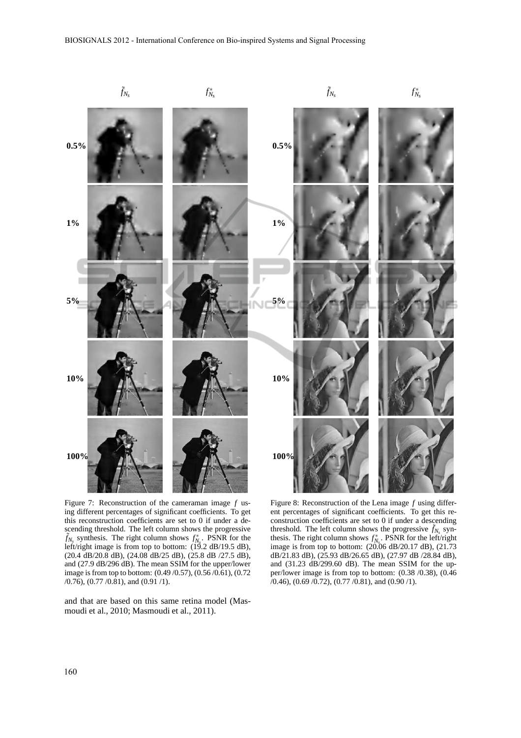Figure 7: Reconstruction of the cameraman image $f$ using different percentages of significant coefficients. To get this reconstruction coefficients are set to 0 if under a descending threshold. The left column shows the progressive $\tilde{f}_{N_s}$ synthesis. The right column shows $f^*_{N_s}$. PSNR for the left/right image is from top to bottom: (19.2 dB/19.5 dB), (20.4 dB/20.8 dB), (24.08 dB/25 dB), (25.8 dB /27.5 dB), and (27.9 dB/296 dB). The mean SSIM for the upper/lower image is from top to bottom: (0.49 /0.57), (0.56 /0.61), (0.72 /0.76), (0.77 /0.81), and (0.91 /1).

Figure 8: Reconstruction of the Lena image $f$ using different percentages of significant coefficients. To get this reconstruction coefficients are set to 0 if under a descending threshold. The left column shows the progressive $\tilde{f}_{N_s}$ synthesis. The right column shows $f^*_{N_s}$. PSNR for the left/right image is from top to bottom: (20.06 dB/20.17 dB), (21.73 dB/21.83 dB), (25.93 dB/26.65 dB), (27.97 dB /28.84 dB), and (31.23 dB/299.60 dB). The mean SSIM for the upper/lower image is from top to bottom: (0.38 /0.38), (0.46 /0.46), (0.69 /0.72), (0.77 /0.81), and (0.90 /1).

and that are based on this same retina model (Masmoudi et al., 2010; Masmoudi et al., 2011).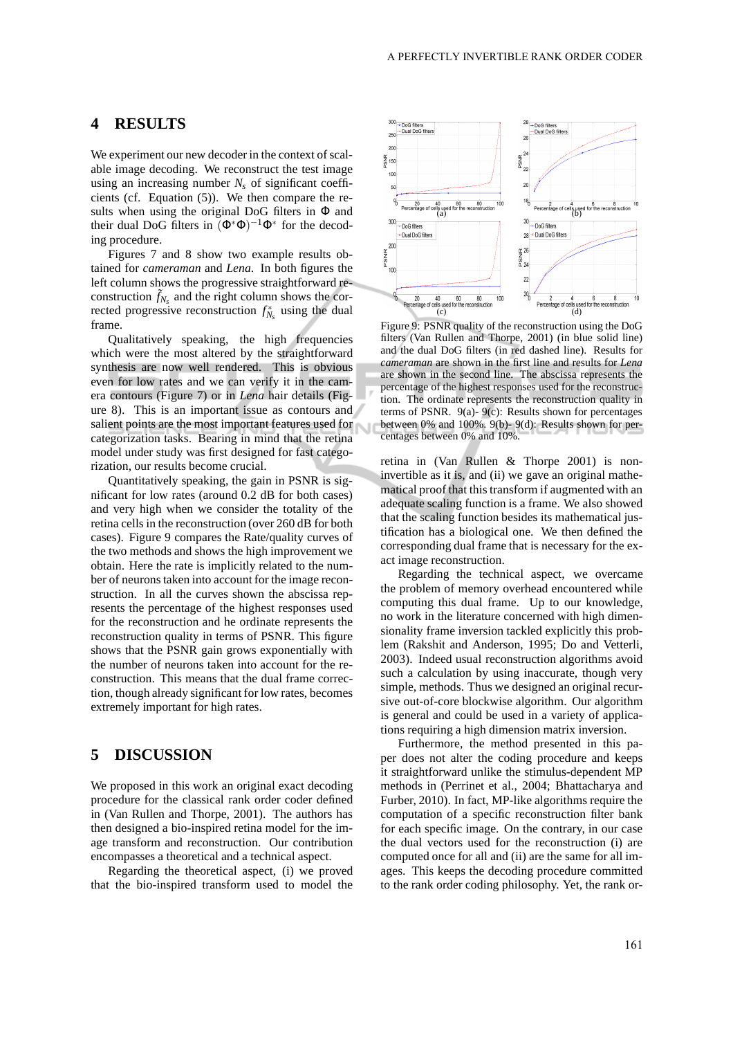## 4 RESULTS

We experiment our new decoder in the context of scalable image decoding. We reconstruct the test image using an increasing number $N_s$ of significant coefficients (cf. Equation (5)). We then compare the results when using the original DoG filters in $\Phi$ and their dual DoG filters in $(\Phi^*\Phi)^{-1}\Phi^*$ for the decoding procedure.

Figures 7 and 8 show two example results obtained for *cameraman* and *Lena*. In both figures the left column shows the progressive straightforward reconstruction $\tilde{f}_{N_s}$ and the right column shows the corrected progressive reconstruction $f^*_{N_s}$ using the dual frame.

Qualitatively speaking, the high frequencies which were the most altered by the straightforward synthesis are now well rendered. This is obvious even for low rates and we can verify it in the camera contours (Figure 7) or in *Lena* hair details (Figure 8). This is an important issue as contours and salient points are the most important features used for categorization tasks. Bearing in mind that the retina model under study was first designed for fast categorization, our results become crucial.

Quantitatively speaking, the gain in PSNR is significant for low rates (around 0.2 dB for both cases) and very high when we consider the totality of the retina cells in the reconstruction (over 260 dB for both cases). Figure 9 compares the Rate/quality curves of the two methods and shows the high improvement we obtain. Here the rate is implicitly related to the number of neurons taken into account for the image reconstruction. In all the curves shown the abscissa represents the percentage of the highest responses used for the reconstruction and he ordinate represents the reconstruction quality in terms of PSNR. This figure shows that the PSNR gain grows exponentially with the number of neurons taken into account for the reconstruction. This means that the dual frame correction, though already significant for low rates, becomes extremely important for high rates.

Figure 9: PSNR quality of the reconstruction using the DoG filters (Van Rullen and Thorpe, 2001) (in blue solid line) and the dual DoG filters (in red dashed line). Results for *cameraman* are shown in the first line and results for *Lena* are shown in the second line. The abscissa represents the percentage of the highest responses used for the reconstruction. The ordinate represents the reconstruction quality in terms of PSNR. 9(a)- 9(c): Results shown for percentages between 0% and 100%. 9(b)- 9(d): Results shown for percentages between 0% and 10%.

## 5 DISCUSSION

We proposed in this work an original exact decoding procedure for the classical rank order coder defined in (Van Rullen and Thorpe, 2001). The authors has then designed a bio-inspired retina model for the image transform and reconstruction. Our contribution encompasses a theoretical and a technical aspect.

Regarding the theoretical aspect, (i) we proved that the bio-inspired transform used to model the retina in (Van Rullen & Thorpe 2001) is non-invertible as it is, and (ii) we gave an original mathematical proof that this transform if augmented with an adequate scaling function is a frame. We also showed that the scaling function besides its mathematical justification has a biological one. We then defined the corresponding dual frame that is necessary for the exact image reconstruction.

Regarding the technical aspect, we overcame the problem of memory overhead encountered while computing this dual frame. Up to our knowledge, no work in the literature concerned with high dimensionality frame inversion tackled explicitly this problem (Rakshit and Anderson, 1995; Do and Vetterli, 2003). Indeed usual reconstruction algorithms avoid such a calculation by using inaccurate, though very simple, methods. Thus we designed an original recursive out-of-core blockwise algorithm. Our algorithm is general and could be used in a variety of applications requiring a high dimension matrix inversion.

Furthermore, the method presented in this paper does not alter the coding procedure and keeps it straightforward unlike the stimulus-dependent MP methods in (Perrinet et al., 2004; Bhattacharya and Furber, 2010). In fact, MP-like algorithms require the computation of a specific reconstruction filter bank for each specific image. On the contrary, in our case the dual vectors used for the reconstruction (i) are computed once for all and (ii) are the same for all images. This keeps the decoding procedure committed to the rank order coding philosophy. Yet, the rank or-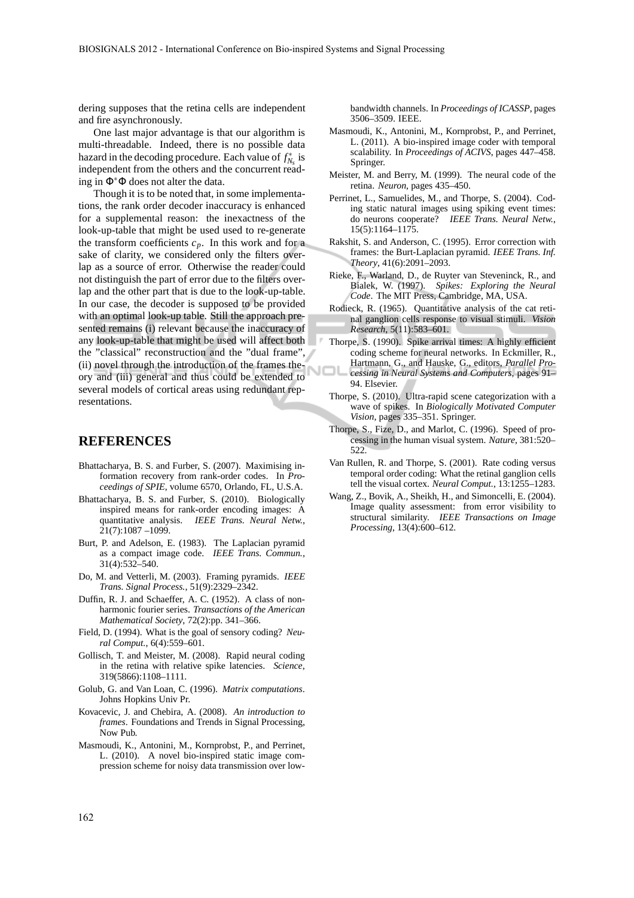dering supposes that the retina cells are independent and fire asynchronously.

One last major advantage is that our algorithm is multi-threadable. Indeed, there is no possible data hazard in the decoding procedure. Each value of $f^*_{N_s}$ is independent from the others and the concurrent reading in $\Phi^*\Phi$ does not alter the data.

Though it is to be noted that, in some implementations, the rank order decoder inaccuracy is enhanced for a supplemental reason: the inexactness of the look-up-table that might be used used to re-generate the transform coefficients $c_p$. In this work and for a sake of clarity, we considered only the filters overlap as a source of error. Otherwise the reader could not distinguish the part of error due to the filters overlap and the other part that is due to the look-up-table. In our case, the decoder is supposed to be provided with an optimal look-up table. Still the approach presented remains (i) relevant because the inaccuracy of any look-up-table that might be used will affect both the "classical" reconstruction and the "dual frame", (ii) novel through the introduction of the frames theory and (iii) general and thus could be extended to several models of cortical areas using redundant representations.

## REFERENCES

Bhattacharya, B. S. and Furber, S. (2007). Maximising information recovery from rank-order codes. In *Proceedings of SPIE*, volume 6570, Orlando, FL, U.S.A.

Bhattacharya, B. S. and Furber, S. (2010). Biologically inspired means for rank-order encoding images: A quantitative analysis. *IEEE Trans. Neural Netw.*, 21(7):1087 –1099.

Burt, P. and Adelson, E. (1983). The Laplacian pyramid as a compact image code. *IEEE Trans. Commun.*, 31(4):532–540.

Do, M. and Vetterli, M. (2003). Framing pyramids. *IEEE Trans. Signal Process.*, 51(9):2329–2342.

Duffin, R. J. and Schaeffer, A. C. (1952). A class of nonharmonic fourier series. *Transactions of the American Mathematical Society*, 72(2):pp. 341–366.

Field, D. (1994). What is the goal of sensory coding? *Neural Comput.*, 6(4):559–601.

Gollisch, T. and Meister, M. (2008). Rapid neural coding in the retina with relative spike latencies. *Science*, 319(5866):1108–1111.

Golub, G. and Van Loan, C. (1996). *Matrix computations*. Johns Hopkins Univ Pr.

Kovacevic, J. and Chebira, A. (2008). *An introduction to frames*. Foundations and Trends in Signal Processing, Now Pub.

Masmoudi, K., Antonini, M., Kornprobst, P., and Perrinet, L. (2010). A novel bio-inspired static image compression scheme for noisy data transmission over low-bandwidth channels. In *Proceedings of ICASSP*, pages 3506–3509. IEEE.

Masmoudi, K., Antonini, M., Kornprobst, P., and Perrinet, L. (2011). A bio-inspired image coder with temporal scalability. In *Proceedings of ACIVS*, pages 447–458. Springer.

Meister, M. and Berry, M. (1999). The neural code of the retina. *Neuron*, pages 435–450.

Perrinet, L., Samuelides, M., and Thorpe, S. (2004). Coding static natural images using spiking event times: do neurons cooperate? *IEEE Trans. Neural Netw.*, 15(5):1164–1175.

Rakshit, S. and Anderson, C. (1995). Error correction with frames: the Burt-Laplacian pyramid. *IEEE Trans. Inf. Theory*, 41(6):2091–2093.

Rieke, F., Warland, D., de Ruyter van Steveninck, R., and Bialek, W. (1997). *Spikes: Exploring the Neural Code*. The MIT Press, Cambridge, MA, USA.

Rodieck, R. (1965). Quantitative analysis of the cat retinal ganglion cells response to visual stimuli. *Vision Research*, 5(11):583–601.

Thorpe, S. (1990). Spike arrival times: A highly efficient coding scheme for neural networks. In Eckmiller, R., Hartmann, G., and Hauske, G., editors, *Parallel Processing in Neural Systems and Computers*, pages 91–94. Elsevier.

Thorpe, S. (2010). Ultra-rapid scene categorization with a wave of spikes. In *Biologically Motivated Computer Vision*, pages 335–351. Springer.

Thorpe, S., Fize, D., and Marlot, C. (1996). Speed of processing in the human visual system. *Nature*, 381:520–522.

Van Rullen, R. and Thorpe, S. (2001). Rate coding versus temporal order coding: What the retinal ganglion cells tell the visual cortex. *Neural Comput.*, 13:1255–1283.

Wang, Z., Bovik, A., Sheikh, H., and Simoncelli, E. (2004). Image quality assessment: from error visibility to structural similarity. *IEEE Transactions on Image Processing*, 13(4):600–612.